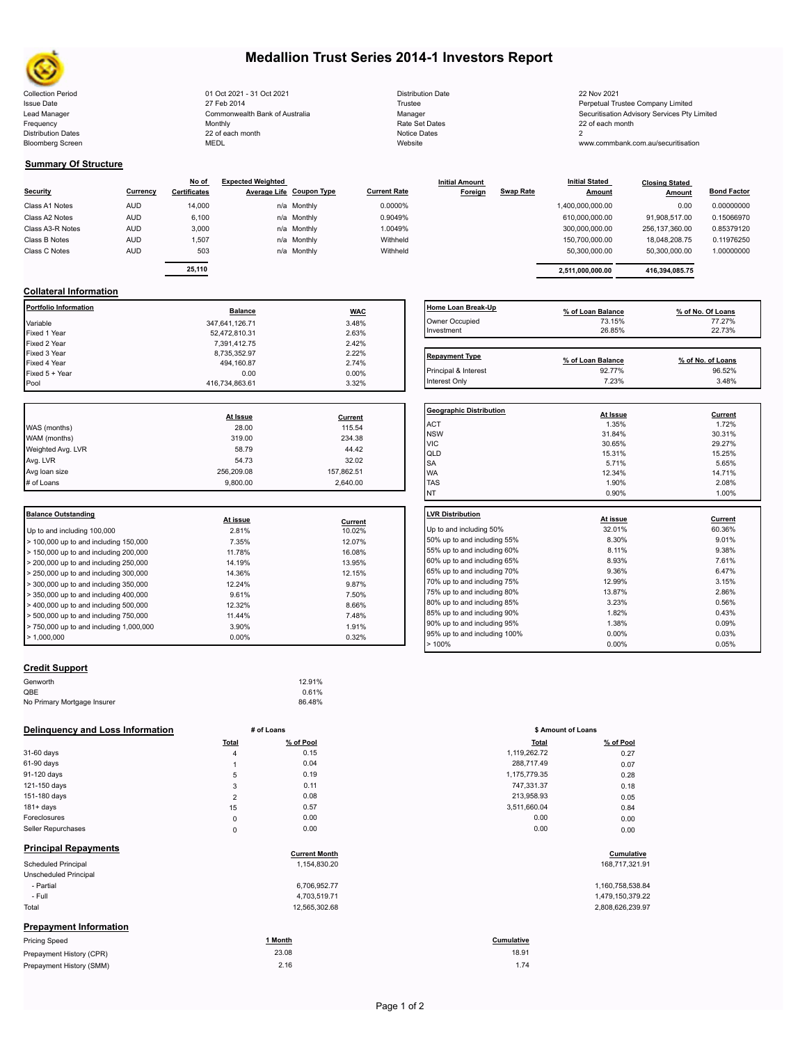# Medallion Trust Series 2014-1 Investors Report

| | | | |
|---|---|---|---|
| Collection Period | 01 Oct 2021 - 31 Oct 2021 | Distribution Date | 22 Nov 2021 |
| Issue Date | 27 Feb 2014 | Trustee | Perpetual Trustee Company Limited |
| Lead Manager | Commonwealth Bank of Australia | Manager | Securitisation Advisory Services Pty Limited |
| Frequency | Monthly | Rate Set Dates | 22 of each month |
| Distribution Dates | 22 of each month | Notice Dates | 2 |
| Bloomberg Screen | MEDL | Website | www.commbank.com.au/securitisation |

## Summary Of Structure

| Security | Currency | No of Certificates | Expected Weighted Average Life | Coupon Type | Current Rate | Initial Amount Foreign | Swap Rate | Initial Stated Amount | Closing Stated Amount | Bond Factor |
|---|---|---|---|---|---|---|---|---|---|---|
| Class A1 Notes | AUD | 14,000 | n/a | Monthly | 0.0000% | | | 1,400,000,000.00 | 0.00 | 0.00000000 |
| Class A2 Notes | AUD | 6,100 | n/a | Monthly | 0.9049% | | | 610,000,000.00 | 91,908,517.00 | 0.15066970 |
| Class A3-R Notes | AUD | 3,000 | n/a | Monthly | 1.0049% | | | 300,000,000.00 | 256,137,360.00 | 0.85379120 |
| Class B Notes | AUD | 1,507 | n/a | Monthly | Withheld | | | 150,700,000.00 | 18,048,208.75 | 0.11976250 |
| Class C Notes | AUD | 503 | n/a | Monthly | Withheld | | | 50,300,000.00 | 50,300,000.00 | 1.00000000 |
| | | 25,110 | | | | | | 2,511,000,000.00 | 416,394,085.75 | |

## Collateral Information

| Portfolio Information | Balance | WAC |
|---|---|---|
| Variable | 347,641,126.71 | 3.48% |
| Fixed 1 Year | 52,472,810.31 | 2.63% |
| Fixed 2 Year | 7,391,412.75 | 2.42% |
| Fixed 3 Year | 8,735,352.97 | 2.22% |
| Fixed 4 Year | 494,160.87 | 2.74% |
| Fixed 5 + Year | 0.00 | 0.00% |
| Pool | 416,734,863.61 | 3.32% |

| Home Loan Break-Up | % of Loan Balance | % of No. Of Loans |
|---|---|---|
| Owner Occupied | 73.15% | 77.27% |
| Investment | 26.85% | 22.73% |

| Repayment Type | % of Loan Balance | % of No. of Loans |
|---|---|---|
| Principal & Interest | 92.77% | 96.52% |
| Interest Only | 7.23% | 3.48% |

| | At Issue | Current |
|---|---|---|
| WAS (months) | 28.00 | 115.54 |
| WAM (months) | 319.00 | 234.38 |
| Weighted Avg. LVR | 58.79 | 44.42 |
| Avg. LVR | 54.73 | 32.02 |
| Avg loan size | 256,209.08 | 157,862.51 |
| # of Loans | 9,800.00 | 2,640.00 |

| Geographic Distribution | At Issue | Current |
|---|---|---|
| ACT | 1.35% | 1.72% |
| NSW | 31.84% | 30.31% |
| VIC | 30.65% | 29.27% |
| QLD | 15.31% | 15.25% |
| SA | 5.71% | 5.65% |
| WA | 12.34% | 14.71% |
| TAS | 1.90% | 2.08% |
| NT | 0.90% | 1.00% |

| Balance Outstanding | At issue | Current |
|---|---|---|
| Up to and including 100,000 | 2.81% | 10.02% |
| > 100,000 up to and including 150,000 | 7.35% | 12.07% |
| > 150,000 up to and including 200,000 | 11.78% | 16.08% |
| > 200,000 up to and including 250,000 | 14.19% | 13.95% |
| > 250,000 up to and including 300,000 | 14.36% | 12.15% |
| > 300,000 up to and including 350,000 | 12.24% | 9.87% |
| > 350,000 up to and including 400,000 | 9.61% | 7.50% |
| > 400,000 up to and including 500,000 | 12.32% | 8.66% |
| > 500,000 up to and including 750,000 | 11.44% | 7.48% |
| > 750,000 up to and including 1,000,000 | 3.90% | 1.91% |
| > 1,000,000 | 0.00% | 0.32% |

| LVR Distribution | At issue | Current |
|---|---|---|
| Up to and including 50% | 32.01% | 60.36% |
| 50% up to and including 55% | 8.30% | 9.01% |
| 55% up to and including 60% | 8.11% | 9.38% |
| 60% up to and including 65% | 8.93% | 7.61% |
| 65% up to and including 70% | 9.36% | 6.47% |
| 70% up to and including 75% | 12.99% | 3.15% |
| 75% up to and including 80% | 13.87% | 2.86% |
| 80% up to and including 85% | 3.23% | 0.56% |
| 85% up to and including 90% | 1.82% | 0.43% |
| 90% up to and including 95% | 1.38% | 0.09% |
| 95% up to and including 100% | 0.00% | 0.03% |
| > 100% | 0.00% | 0.05% |

## Credit Support

| | |
|---|---|
| Genworth | 12.91% |
| QBE | 0.61% |
| No Primary Mortgage Insurer | 86.48% |

## Delinquency and Loss Information

| | # of Loans Total | # of Loans % of Pool | $ Amount of Loans Total | $ Amount of Loans % of Pool |
|---|---|---|---|---|
| 31-60 days | 4 | 0.15 | 1,119,262.72 | 0.27 |
| 61-90 days | 1 | 0.04 | 288,717.49 | 0.07 |
| 91-120 days | 5 | 0.19 | 1,175,779.35 | 0.28 |
| 121-150 days | 3 | 0.11 | 747,331.37 | 0.18 |
| 151-180 days | 2 | 0.08 | 213,958.93 | 0.05 |
| 181+ days | 15 | 0.57 | 3,511,660.04 | 0.84 |
| Foreclosures | 0 | 0.00 | 0.00 | 0.00 |
| Seller Repurchases | 0 | 0.00 | 0.00 | 0.00 |

## Principal Repayments

| | Current Month | Cumulative |
|---|---|---|
| Scheduled Principal | 1,154,830.20 | 168,717,321.91 |
| Unscheduled Principal | | |
| - Partial | 6,706,952.77 | 1,160,758,538.84 |
| - Full | 4,703,519.71 | 1,479,150,379.22 |
| Total | 12,565,302.68 | 2,808,626,239.97 |

## Prepayment Information

| Pricing Speed | 1 Month | Cumulative |
|---|---|---|
| Prepayment History (CPR) | 23.08 | 18.91 |
| Prepayment History (SMM) | 2.16 | 1.74 |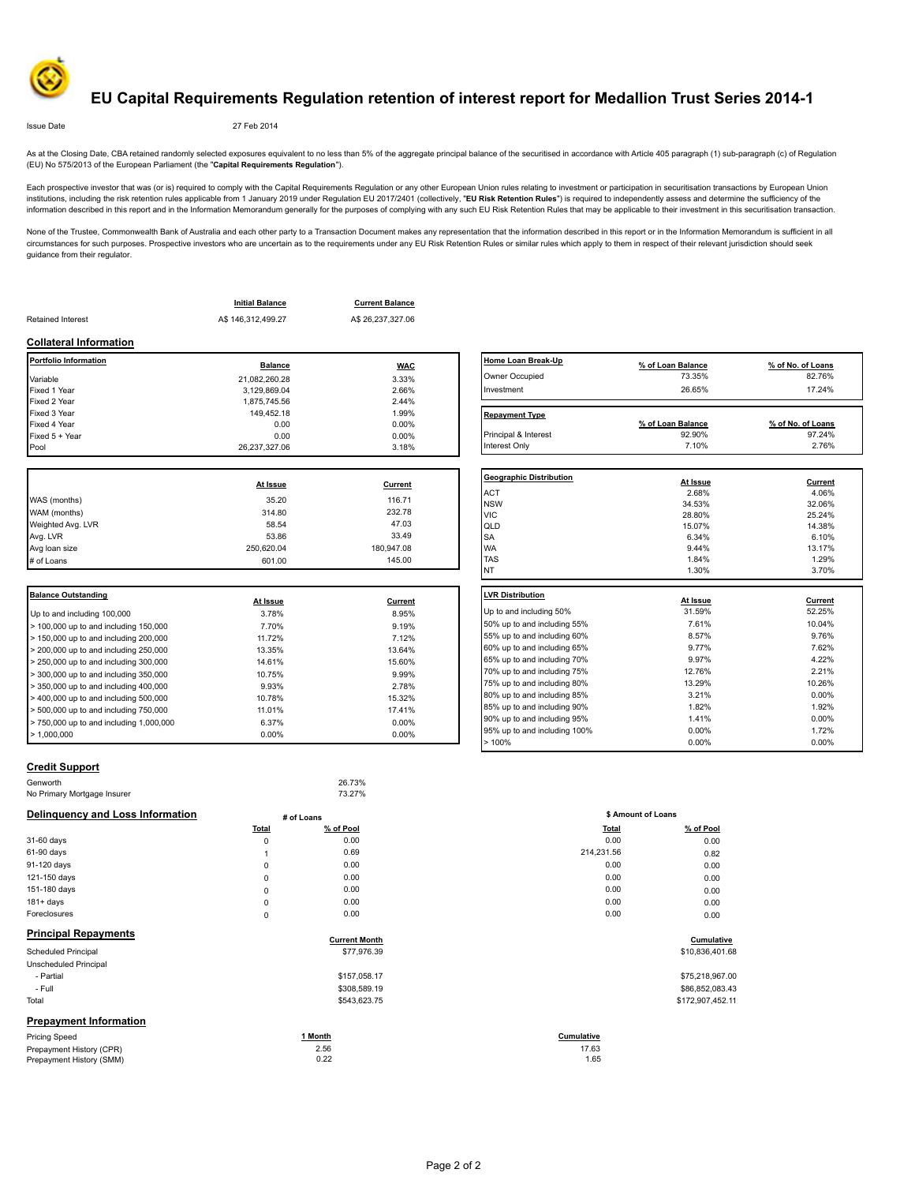# EU Capital Requirements Regulation retention of interest report for Medallion Trust Series 2014-1

Issue Date 27 Feb 2014

As at the Closing Date, CBA retained randomly selected exposures equivalent to no less than 5% of the aggregate principal balance of the securitised in accordance with Article 405 paragraph (1) sub-paragraph (c) of Regulation (EU) No 575/2013 of the European Parliament (the "**Capital Requirements Regulation**").

Each prospective investor that was (or is) required to comply with the Capital Requirements Regulation or any other European Union rules relating to investment or participation in securitisation transactions by European Union institutions, including the risk retention rules applicable from 1 January 2019 under Regulation EU 2017/2401 (collectively, "**EU Risk Retention Rules**") is required to independently assess and determine the sufficiency of the information described in this report and in the Information Memorandum generally for the purposes of complying with any such EU Risk Retention Rules that may be applicable to their investment in this securitisation transaction.

None of the Trustee, Commonwealth Bank of Australia and each other party to a Transaction Document makes any representation that the information described in this report or in the Information Memorandum is sufficient in all circumstances for such purposes. Prospective investors who are uncertain as to the requirements under any EU Risk Retention Rules or similar rules which apply to them in respect of their relevant jurisdiction should seek guidance from their regulator.

| | Initial Balance | Current Balance |
|---|---|---|
| Retained Interest | A$ 146,312,499.27 | A$ 26,237,327.06 |

## Collateral Information

| Portfolio Information | Balance | WAC |
|---|---|---|
| Variable | 21,082,260.28 | 3.33% |
| Fixed 1 Year | 3,129,869.04 | 2.66% |
| Fixed 2 Year | 1,875,745.56 | 2.44% |
| Fixed 3 Year | 149,452.18 | 1.99% |
| Fixed 4 Year | 0.00 | 0.00% |
| Fixed 5 + Year | 0.00 | 0.00% |
| Pool | 26,237,327.06 | 3.18% |

| | At Issue | Current |
|---|---|---|
| WAS (months) | 35.20 | 116.71 |
| WAM (months) | 314.80 | 232.78 |
| Weighted Avg. LVR | 58.54 | 47.03 |
| Avg. LVR | 53.86 | 33.49 |
| Avg loan size | 250,620.04 | 180,947.08 |
| # of Loans | 601.00 | 145.00 |

| Balance Outstanding | At Issue | Current |
|---|---|---|
| Up to and including 100,000 | 3.78% | 8.95% |
| > 100,000 up to and including 150,000 | 7.70% | 9.19% |
| > 150,000 up to and including 200,000 | 11.72% | 7.12% |
| > 200,000 up to and including 250,000 | 13.35% | 13.64% |
| > 250,000 up to and including 300,000 | 14.61% | 15.60% |
| > 300,000 up to and including 350,000 | 10.75% | 9.99% |
| > 350,000 up to and including 400,000 | 9.93% | 2.78% |
| > 400,000 up to and including 500,000 | 10.78% | 15.32% |
| > 500,000 up to and including 750,000 | 11.01% | 17.41% |
| > 750,000 up to and including 1,000,000 | 6.37% | 0.00% |
| > 1,000,000 | 0.00% | 0.00% |

| Home Loan Break-Up | % of Loan Balance | % of No. of Loans |
|---|---|---|
| Owner Occupied | 73.35% | 82.76% |
| Investment | 26.65% | 17.24% |

| Repayment Type | % of Loan Balance | % of No. of Loans |
|---|---|---|
| Principal & Interest | 92.90% | 97.24% |
| Interest Only | 7.10% | 2.76% |

| Geographic Distribution | At Issue | Current |
|---|---|---|
| ACT | 2.68% | 4.06% |
| NSW | 34.53% | 32.06% |
| VIC | 28.80% | 25.24% |
| QLD | 15.07% | 14.38% |
| SA | 6.34% | 6.10% |
| WA | 9.44% | 13.17% |
| TAS | 1.84% | 1.29% |
| NT | 1.30% | 3.70% |

| LVR Distribution | At Issue | Current |
|---|---|---|
| Up to and including 50% | 31.59% | 52.25% |
| 50% up to and including 55% | 7.61% | 10.04% |
| 55% up to and including 60% | 8.57% | 9.76% |
| 60% up to and including 65% | 9.77% | 7.62% |
| 65% up to and including 70% | 9.97% | 4.22% |
| 70% up to and including 75% | 12.76% | 2.21% |
| 75% up to and including 80% | 13.29% | 10.26% |
| 80% up to and including 85% | 3.21% | 0.00% |
| 85% up to and including 90% | 1.82% | 1.92% |
| 90% up to and including 95% | 1.41% | 0.00% |
| 95% up to and including 100% | 0.00% | 1.72% |
| > 100% | 0.00% | 0.00% |

## Credit Support

| | |
|---|---|
| Genworth | 26.73% |
| No Primary Mortgage Insurer | 73.27% |

## Delinquency and Loss Information

| | # of Loans | | \$ Amount of Loans | |
|---|---|---|---|---|
| | Total | % of Pool | Total | % of Pool |
| 31-60 days | 0 | 0.00 | 0.00 | 0.00 |
| 61-90 days | 1 | 0.69 | 214,231.56 | 0.82 |
| 91-120 days | 0 | 0.00 | 0.00 | 0.00 |
| 121-150 days | 0 | 0.00 | 0.00 | 0.00 |
| 151-180 days | 0 | 0.00 | 0.00 | 0.00 |
| 181+ days | 0 | 0.00 | 0.00 | 0.00 |
| Foreclosures | 0 | 0.00 | 0.00 | 0.00 |

## Principal Repayments

| | Current Month | Cumulative |
|---|---|---|
| Scheduled Principal | $77,976.39 | $10,836,401.68 |
| Unscheduled Principal | | |
| - Partial | $157,058.17 | $75,218,967.00 |
| - Full | $308,589.19 | $86,852,083.43 |
| Total | $543,623.75 | $172,907,452.11 |

## Prepayment Information

| Pricing Speed | 1 Month | Cumulative |
|---|---|---|
| Prepayment History (CPR) | 2.56 | 17.63 |
| Prepayment History (SMM) | 0.22 | 1.65 |